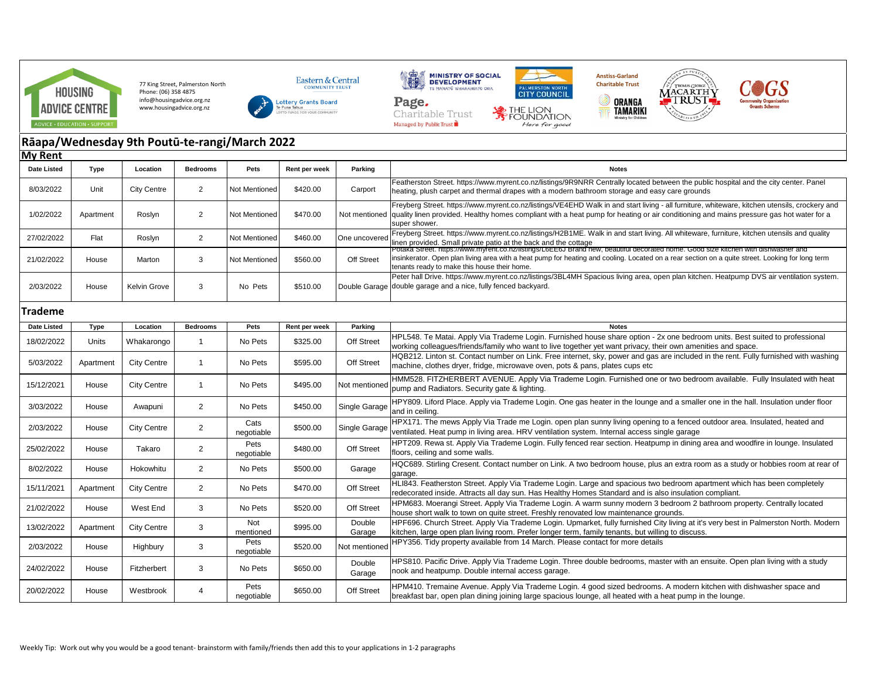HOUSING ADVICE CENTRE
ADVICE · EDUCATION · SUPPORT

77 King Street, Palmerston North
Phone: (06) 358 4875
info@housingadvice.org.nz
www.housingadvice.org.nz

## Rāapa/Wednesday 9th Poutū-te-rangi/March 2022

### My Rent

| Date Listed | Type | Location | Bedrooms | Pets | Rent per week | Parking | Notes |
|---|---|---|---|---|---|---|---|
| 8/03/2022 | Unit | City Centre | 2 | Not Mentioned | $420.00 | Carport | Featherston Street. https://www.myrent.co.nz/listings/9R9NRR Centrally located between the public hospital and the city center. Panel heating, plush carpet and thermal drapes with a modern bathroom storage and easy care grounds |
| 1/02/2022 | Apartment | Roslyn | 2 | Not Mentioned | $470.00 | Not mentioned | Freyberg Street. https://www.myrent.co.nz/listings/VE4EHD Walk in and start living - all furniture, whiteware, kitchen utensils, crockery and quality linen provided. Healthy homes compliant with a heat pump for heating or air conditioning and mains pressure gas hot water for a super shower. |
| 27/02/2022 | Flat | Roslyn | 2 | Not Mentioned | $460.00 | One uncovered | Freyberg Street. https://www.myrent.co.nz/listings/H2B1ME. Walk in and start living. All whiteware, furniture, kitchen utensils and quality linen provided. Small private patio at the back and the cottage |
| 21/02/2022 | House | Marton | 3 | Not Mentioned | $560.00 | Off Street | Potaka Street. https://www.myrent.co.nz/listings/L6EE6J Brand new, beautiful decorated home. Good size kitchen with dishwasher and insinkerator. Open plan living area with a heat pump for heating and cooling. Located on a rear section on a quite street. Looking for long term tenants ready to make this house their home. |
| 2/03/2022 | House | Kelvin Grove | 3 | No Pets | $510.00 | Double Garage | Peter hall Drive. https://www.myrent.co.nz/listings/3BL4MH Spacious living area, open plan kitchen. Heatpump DVS air ventilation system. double garage and a nice, fully fenced backyard. |

### Trademe

| Date Listed | Type | Location | Bedrooms | Pets | Rent per week | Parking | Notes |
|---|---|---|---|---|---|---|---|
| 18/02/2022 | Units | Whakarongo | 1 | No Pets | $325.00 | Off Street | HPL548. Te Matai. Apply Via Trademe Login. Furnished house share option - 2x one bedroom units. Best suited to professional working colleagues/friends/family who want to live together yet want privacy, their own amenities and space. |
| 5/03/2022 | Apartment | City Centre | 1 | No Pets | $595.00 | Off Street | HQB212. Linton st. Contact number on Link. Free internet, sky, power and gas are included in the rent. Fully furnished with washing machine, clothes dryer, fridge, microwave oven, pots & pans, plates cups etc |
| 15/12/2021 | House | City Centre | 1 | No Pets | $495.00 | Not mentioned | HMM528. FITZHERBERT AVENUE. Apply Via Trademe Login. Furnished one or two bedroom available. Fully Insulated with heat pump and Radiators. Security gate & lighting. |
| 3/03/2022 | House | Awapuni | 2 | No Pets | $450.00 | Single Garage | HPY809. Liford Place. Apply via Trademe Login. One gas heater in the lounge and a smaller one in the hall. Insulation under floor and in ceiling. |
| 2/03/2022 | House | City Centre | 2 | Cats negotiable | $500.00 | Single Garage | HPX171. The mews Apply Via Trade me Login. open plan sunny living opening to a fenced outdoor area. Insulated, heated and ventilated. Heat pump in living area. HRV ventilation system. Internal access single garage |
| 25/02/2022 | House | Takaro | 2 | Pets negotiable | $480.00 | Off Street | HPT209. Rewa st. Apply Via Trademe Login. Fully fenced rear section. Heatpump in dining area and woodfire in lounge. Insulated floors, ceiling and some walls. |
| 8/02/2022 | House | Hokowhitu | 2 | No Pets | $500.00 | Garage | HQC689. Stirling Cresent. Contact number on Link. A two bedroom house, plus an extra room as a study or hobbies room at rear of garage. |
| 15/11/2021 | Apartment | City Centre | 2 | No Pets | $470.00 | Off Street | HLI843. Featherston Street. Apply Via Trademe Login. Large and spacious two bedroom apartment which has been completely redecorated inside. Attracts all day sun. Has Healthy Homes Standard and is also insulation compliant. |
| 21/02/2022 | House | West End | 3 | No Pets | $520.00 | Off Street | HPM683. Moerangi Street. Apply Via Trademe Login. A warm sunny modern 3 bedroom 2 bathroom property. Centrally located house short walk to town on quite street. Freshly renovated low maintenance grounds. |
| 13/02/2022 | Apartment | City Centre | 3 | Not mentioned | $995.00 | Double Garage | HPF696. Church Street. Apply Via Trademe Login. Upmarket, fully furnished City living at it's very best in Palmerston North. Modern kitchen, large open plan living room. Prefer longer term, family tenants, but willing to discuss. |
| 2/03/2022 | House | Highbury | 3 | Pets negotiable | $520.00 | Not mentioned | HPY356. Tidy property available from 14 March. Please contact for more details |
| 24/02/2022 | House | Fitzherbert | 3 | No Pets | $650.00 | Double Garage | HPS810. Pacific Drive. Apply Via Trademe Login. Three double bedrooms, master with an ensuite. Open plan living with a study nook and heatpump. Double internal access garage. |
| 20/02/2022 | House | Westbrook | 4 | Pets negotiable | $650.00 | Off Street | HPM410. Tremaine Avenue. Apply Via Trademe Login. 4 good sized bedrooms. A modern kitchen with dishwasher space and breakfast bar, open plan dining joining large spacious lounge, all heated with a heat pump in the lounge. |

Weekly Tip: Work out why you would be a good tenant- brainstorm with family/friends then add this to your applications in 1-2 paragraphs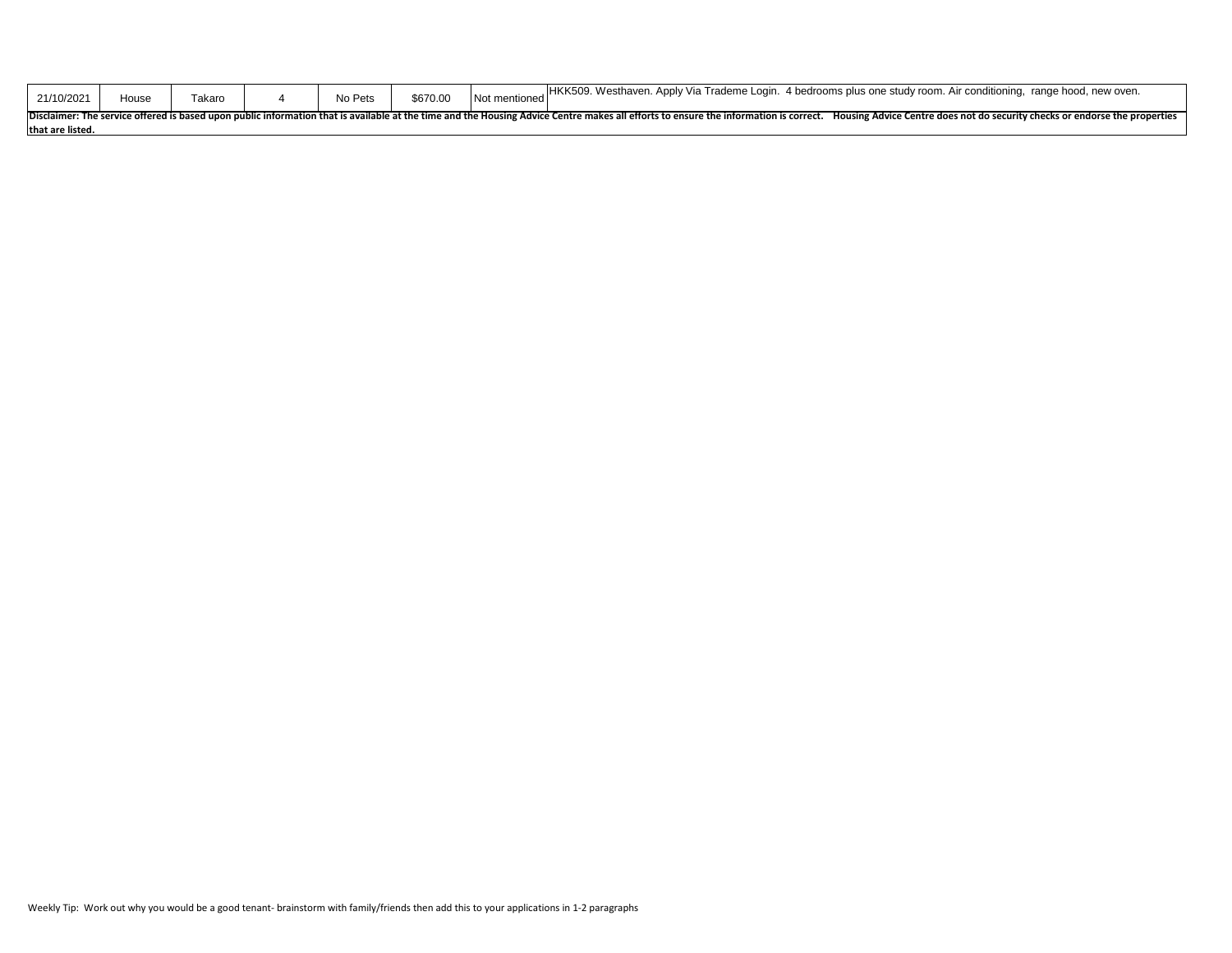| | | | | | | | |
|---|---|---|---|---|---|---|---|
| 21/10/2021 | House | Takaro | 4 | No Pets | $670.00 | Not mentioned | HKK509. Westhaven. Apply Via Trademe Login. 4 bedrooms plus one study room. Air conditioning, range hood, new oven. |

**Disclaimer: The service offered is based upon public information that is available at the time and the Housing Advice Centre makes all efforts to ensure the information is correct. Housing Advice Centre does not do security checks or endorse the properties that are listed.**

Weekly Tip: Work out why you would be a good tenant- brainstorm with family/friends then add this to your applications in 1-2 paragraphs